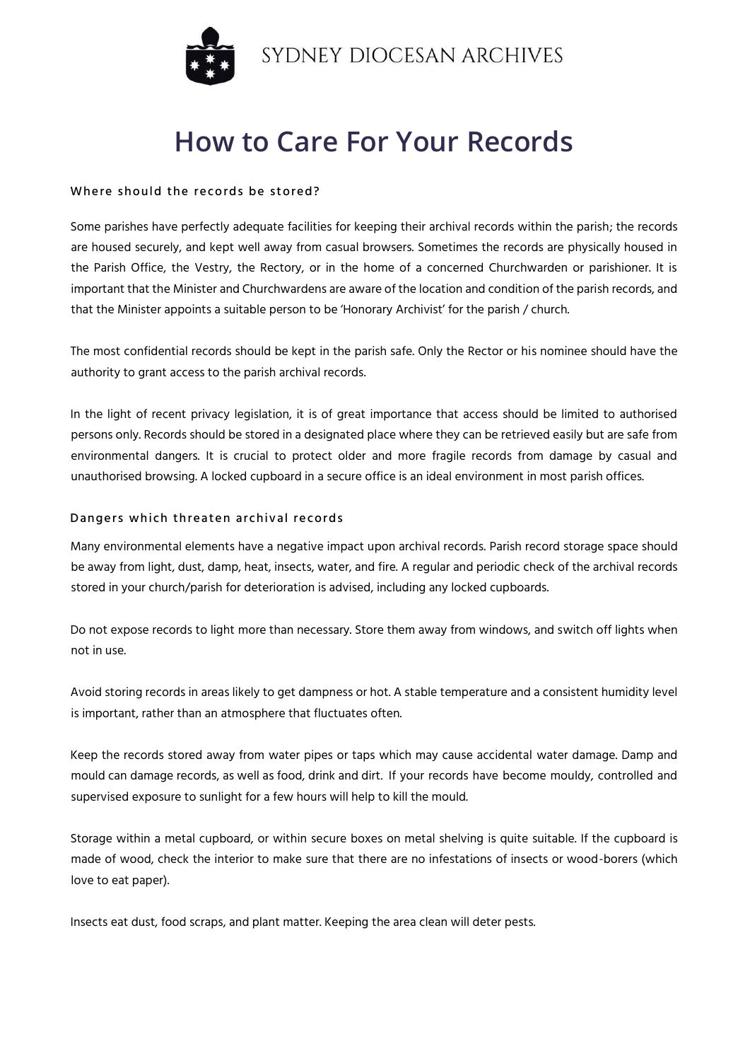SYDNEY DIOCESAN ARCHIVES

# How to Care For Your Records

### Where should the records be stored?

Some parishes have perfectly adequate facilities for keeping their archival records within the parish; the records are housed securely, and kept well away from casual browsers. Sometimes the records are physically housed in the Parish Office, the Vestry, the Rectory, or in the home of a concerned Churchwarden or parishioner. It is important that the Minister and Churchwardens are aware of the location and condition of the parish records, and that the Minister appoints a suitable person to be 'Honorary Archivist' for the parish / church.

The most confidential records should be kept in the parish safe. Only the Rector or his nominee should have the authority to grant access to the parish archival records.

In the light of recent privacy legislation, it is of great importance that access should be limited to authorised persons only. Records should be stored in a designated place where they can be retrieved easily but are safe from environmental dangers. It is crucial to protect older and more fragile records from damage by casual and unauthorised browsing. A locked cupboard in a secure office is an ideal environment in most parish offices.

### Dangers which threaten archival records

Many environmental elements have a negative impact upon archival records. Parish record storage space should be away from light, dust, damp, heat, insects, water, and fire. A regular and periodic check of the archival records stored in your church/parish for deterioration is advised, including any locked cupboards.

Do not expose records to light more than necessary. Store them away from windows, and switch off lights when not in use.

Avoid storing records in areas likely to get dampness or hot. A stable temperature and a consistent humidity level is important, rather than an atmosphere that fluctuates often.

Keep the records stored away from water pipes or taps which may cause accidental water damage. Damp and mould can damage records, as well as food, drink and dirt. If your records have become mouldy, controlled and supervised exposure to sunlight for a few hours will help to kill the mould.

Storage within a metal cupboard, or within secure boxes on metal shelving is quite suitable. If the cupboard is made of wood, check the interior to make sure that there are no infestations of insects or wood-borers (which love to eat paper).

Insects eat dust, food scraps, and plant matter. Keeping the area clean will deter pests.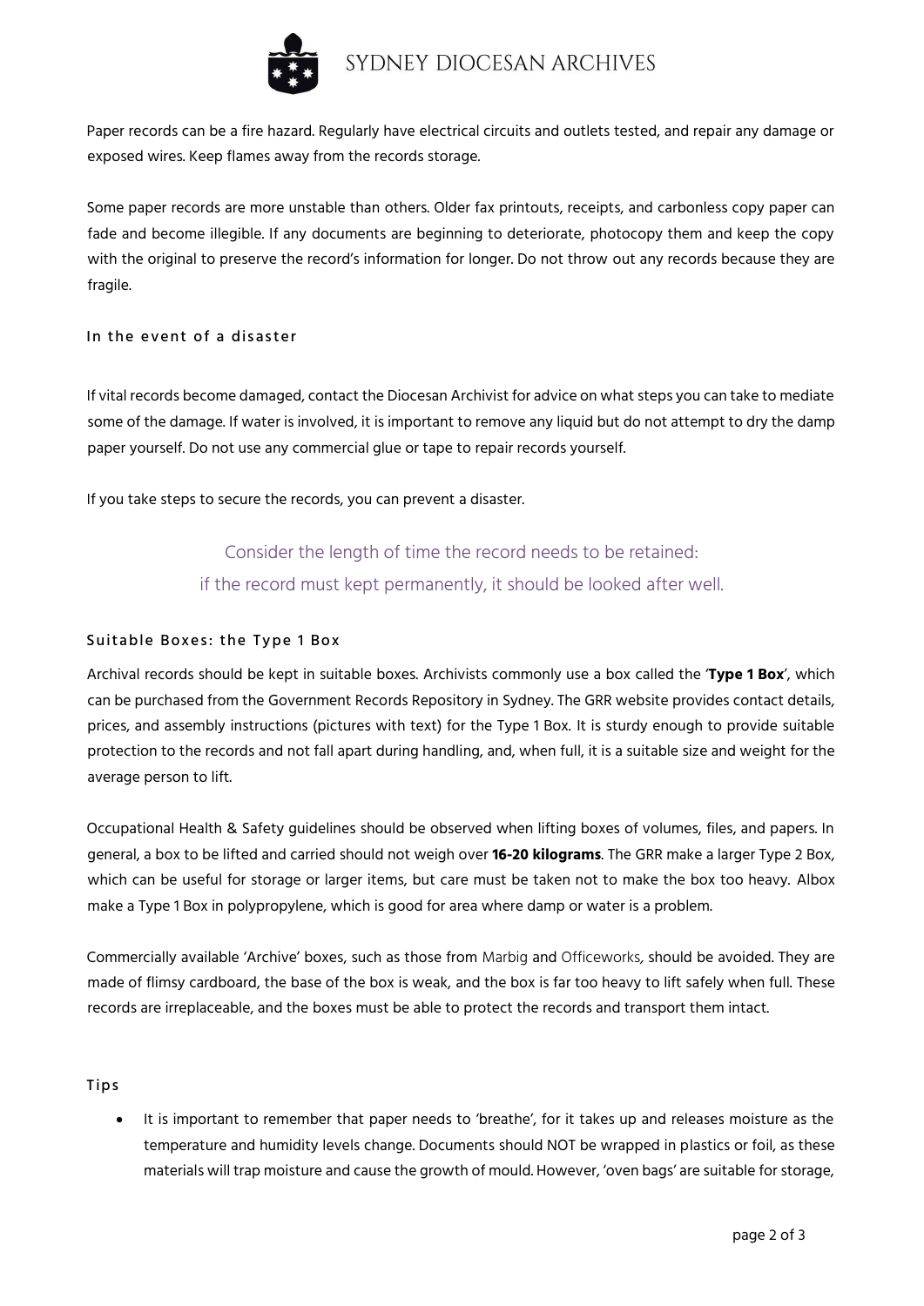Paper records can be a fire hazard. Regularly have electrical circuits and outlets tested, and repair any damage or exposed wires. Keep flames away from the records storage.

Some paper records are more unstable than others. Older fax printouts, receipts, and carbonless copy paper can fade and become illegible. If any documents are beginning to deteriorate, photocopy them and keep the copy with the original to preserve the record's information for longer. Do not throw out any records because they are fragile.

### In the event of a disaster

If vital records become damaged, contact the Diocesan Archivist for advice on what steps you can take to mediate some of the damage. If water is involved, it is important to remove any liquid but do not attempt to dry the damp paper yourself. Do not use any commercial glue or tape to repair records yourself.

If you take steps to secure the records, you can prevent a disaster.

> Consider the length of time the record needs to be retained:
> if the record must kept permanently, it should be looked after well.

### Suitable Boxes: the Type 1 Box

Archival records should be kept in suitable boxes. Archivists commonly use a box called the '**Type 1 Box**', which can be purchased from the Government Records Repository in Sydney. The GRR website provides contact details, prices, and assembly instructions (pictures with text) for the Type 1 Box. It is sturdy enough to provide suitable protection to the records and not fall apart during handling, and, when full, it is a suitable size and weight for the average person to lift.

Occupational Health & Safety guidelines should be observed when lifting boxes of volumes, files, and papers. In general, a box to be lifted and carried should not weigh over **16-20 kilograms**. The GRR make a larger Type 2 Box, which can be useful for storage or larger items, but care must be taken not to make the box too heavy. Albox make a Type 1 Box in polypropylene, which is good for area where damp or water is a problem.

Commercially available 'Archive' boxes, such as those from Marbig and Officeworks, should be avoided. They are made of flimsy cardboard, the base of the box is weak, and the box is far too heavy to lift safely when full. These records are irreplaceable, and the boxes must be able to protect the records and transport them intact.

### Tips

- It is important to remember that paper needs to 'breathe', for it takes up and releases moisture as the temperature and humidity levels change. Documents should NOT be wrapped in plastics or foil, as these materials will trap moisture and cause the growth of mould. However, 'oven bags' are suitable for storage,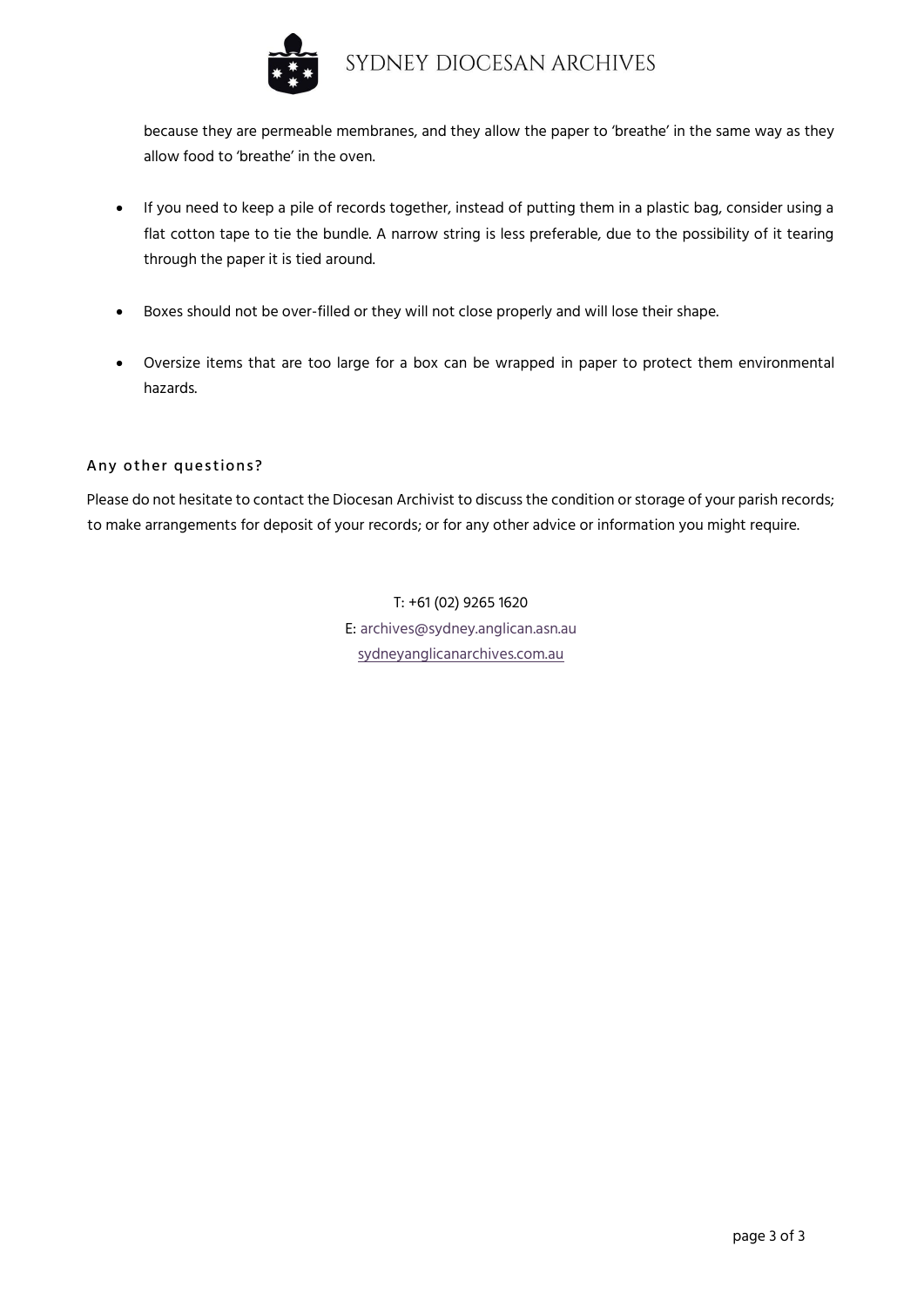because they are permeable membranes, and they allow the paper to 'breathe' in the same way as they allow food to 'breathe' in the oven.

- If you need to keep a pile of records together, instead of putting them in a plastic bag, consider using a flat cotton tape to tie the bundle. A narrow string is less preferable, due to the possibility of it tearing through the paper it is tied around.

- Boxes should not be over-filled or they will not close properly and will lose their shape.

- Oversize items that are too large for a box can be wrapped in paper to protect them environmental hazards.

## Any other questions?

Please do not hesitate to contact the Diocesan Archivist to discuss the condition or storage of your parish records; to make arrangements for deposit of your records; or for any other advice or information you might require.

T: +61 (02) 9265 1620
E: archives@sydney.anglican.asn.au
sydneyanglicanarchives.com.au